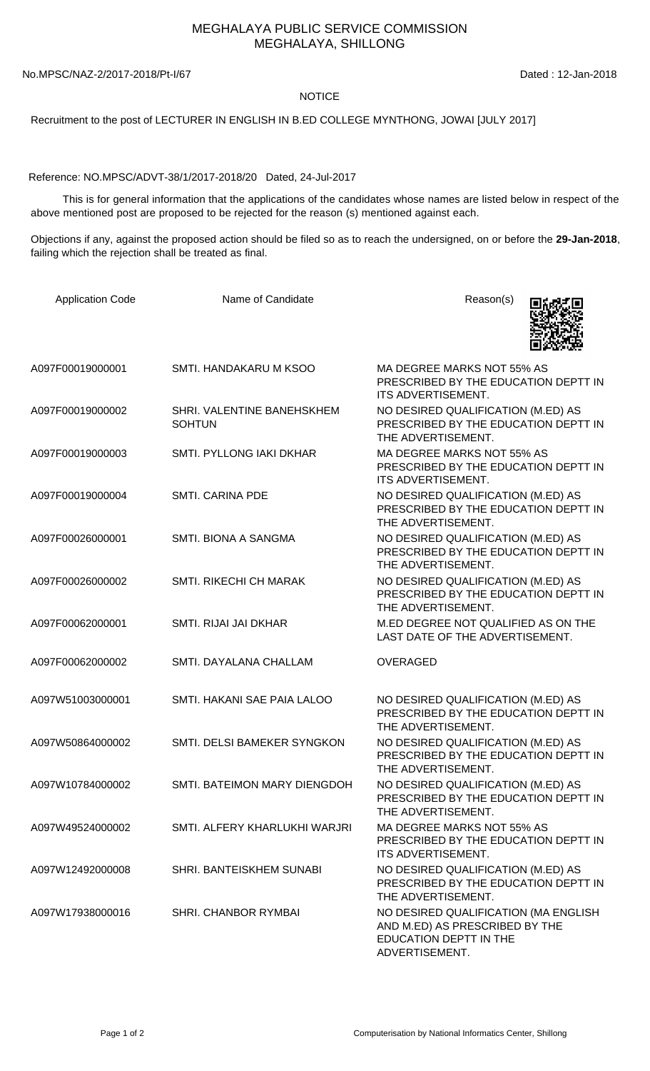# MEGHALAYA PUBLIC SERVICE COMMISSION
## MEGHALAYA, SHILLONG

No.MPSC/NAZ-2/2017-2018/Pt-I/67 Dated : 12-Jan-2018

**NOTICE**

Recruitment to the post of LECTURER IN ENGLISH IN B.ED COLLEGE MYNTHONG, JOWAI [JULY 2017]

Reference: NO.MPSC/ADVT-38/1/2017-2018/20 Dated, 24-Jul-2017

This is for general information that the applications of the candidates whose names are listed below in respect of the above mentioned post are proposed to be rejected for the reason (s) mentioned against each.

Objections if any, against the proposed action should be filed so as to reach the undersigned, on or before the **29-Jan-2018**, failing which the rejection shall be treated as final.

| Application Code | Name of Candidate | Reason(s) |
|---|---|---|
| A097F00019000001 | SMTI. HANDAKARU M KSOO | MA DEGREE MARKS NOT 55% AS PRESCRIBED BY THE EDUCATION DEPTT IN ITS ADVERTISEMENT. |
| A097F00019000002 | SHRI. VALENTINE BANEHSKHEM SOHTUN | NO DESIRED QUALIFICATION (M.ED) AS PRESCRIBED BY THE EDUCATION DEPTT IN THE ADVERTISEMENT. |
| A097F00019000003 | SMTI. PYLLONG IAKI DKHAR | MA DEGREE MARKS NOT 55% AS PRESCRIBED BY THE EDUCATION DEPTT IN ITS ADVERTISEMENT. |
| A097F00019000004 | SMTI. CARINA PDE | NO DESIRED QUALIFICATION (M.ED) AS PRESCRIBED BY THE EDUCATION DEPTT IN THE ADVERTISEMENT. |
| A097F00026000001 | SMTI. BIONA A SANGMA | NO DESIRED QUALIFICATION (M.ED) AS PRESCRIBED BY THE EDUCATION DEPTT IN THE ADVERTISEMENT. |
| A097F00026000002 | SMTI. RIKECHI CH MARAK | NO DESIRED QUALIFICATION (M.ED) AS PRESCRIBED BY THE EDUCATION DEPTT IN THE ADVERTISEMENT. |
| A097F00062000001 | SMTI. RIJAI JAI DKHAR | M.ED DEGREE NOT QUALIFIED AS ON THE LAST DATE OF THE ADVERTISEMENT. |
| A097F00062000002 | SMTI. DAYALANA CHALLAM | OVERAGED |
| A097W51003000001 | SMTI. HAKANI SAE PAIA LALOO | NO DESIRED QUALIFICATION (M.ED) AS PRESCRIBED BY THE EDUCATION DEPTT IN THE ADVERTISEMENT. |
| A097W50864000002 | SMTI. DELSI BAMEKER SYNGKON | NO DESIRED QUALIFICATION (M.ED) AS PRESCRIBED BY THE EDUCATION DEPTT IN THE ADVERTISEMENT. |
| A097W10784000002 | SMTI. BATEIMON MARY DIENGDOH | NO DESIRED QUALIFICATION (M.ED) AS PRESCRIBED BY THE EDUCATION DEPTT IN THE ADVERTISEMENT. |
| A097W49524000002 | SMTI. ALFERY KHARLUKHI WARJRI | MA DEGREE MARKS NOT 55% AS PRESCRIBED BY THE EDUCATION DEPTT IN ITS ADVERTISEMENT. |
| A097W12492000008 | SHRI. BANTEISKHEM SUNABI | NO DESIRED QUALIFICATION (M.ED) AS PRESCRIBED BY THE EDUCATION DEPTT IN THE ADVERTISEMENT. |
| A097W17938000016 | SHRI. CHANBOR RYMBAI | NO DESIRED QUALIFICATION (MA ENGLISH AND M.ED) AS PRESCRIBED BY THE EDUCATION DEPTT IN THE ADVERTISEMENT. |

Computerisation by National Informatics Center, Shillong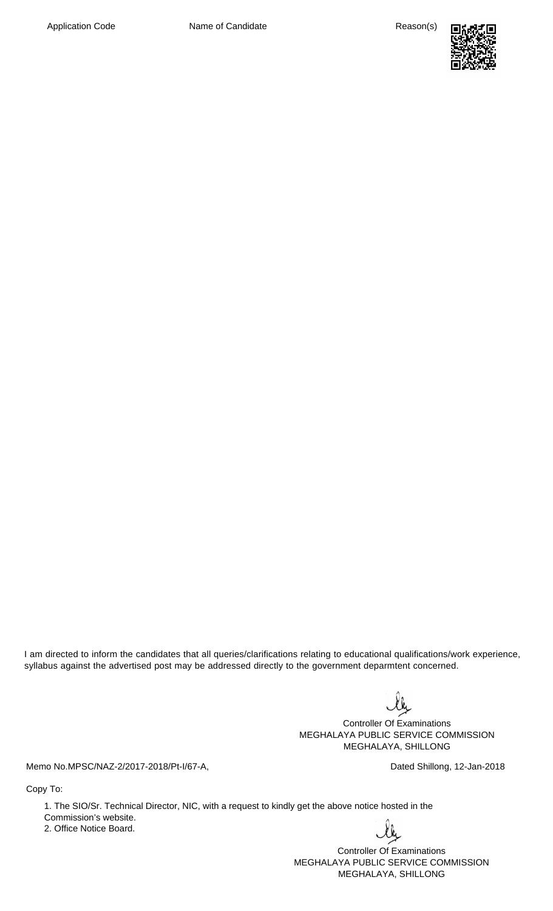| Application Code | Name of Candidate | Reason(s) |
| --- | --- | --- |

I am directed to inform the candidates that all queries/clarifications relating to educational qualifications/work experience, syllabus against the advertised post may be addressed directly to the government deparmtent concerned.

Controller Of Examinations
MEGHALAYA PUBLIC SERVICE COMMISSION
MEGHALAYA, SHILLONG

Memo No.MPSC/NAZ-2/2017-2018/Pt-I/67-A,

Dated Shillong, 12-Jan-2018

Copy To:

1. The SIO/Sr. Technical Director, NIC, with a request to kindly get the above notice hosted in the Commission's website.
2. Office Notice Board.

Controller Of Examinations
MEGHALAYA PUBLIC SERVICE COMMISSION
MEGHALAYA, SHILLONG